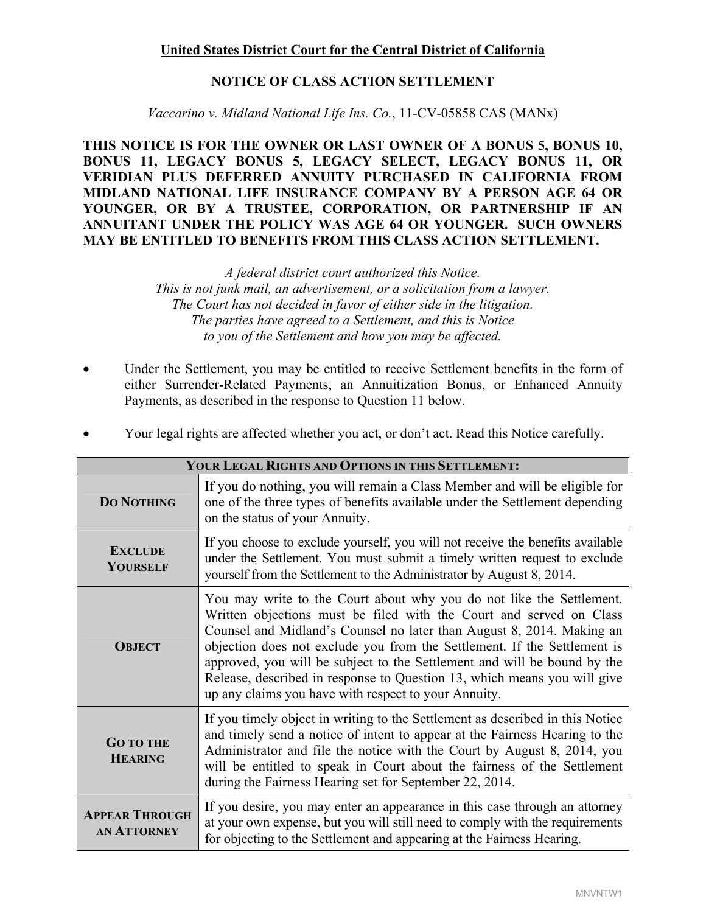**United States District Court for the Central District of California**

**NOTICE OF CLASS ACTION SETTLEMENT**

*Vaccarino v. Midland National Life Ins. Co.*, 11-CV-05858 CAS (MANx)

**THIS NOTICE IS FOR THE OWNER OR LAST OWNER OF A BONUS 5, BONUS 10, BONUS 11, LEGACY BONUS 5, LEGACY SELECT, LEGACY BONUS 11, OR VERIDIAN PLUS DEFERRED ANNUITY PURCHASED IN CALIFORNIA FROM MIDLAND NATIONAL LIFE INSURANCE COMPANY BY A PERSON AGE 64 OR YOUNGER, OR BY A TRUSTEE, CORPORATION, OR PARTNERSHIP IF AN ANNUITANT UNDER THE POLICY WAS AGE 64 OR YOUNGER. SUCH OWNERS MAY BE ENTITLED TO BENEFITS FROM THIS CLASS ACTION SETTLEMENT.**

*A federal district court authorized this Notice.*
*This is not junk mail, an advertisement, or a solicitation from a lawyer.*
*The Court has not decided in favor of either side in the litigation.*
*The parties have agreed to a Settlement, and this is Notice*
*to you of the Settlement and how you may be affected.*

- Under the Settlement, you may be entitled to receive Settlement benefits in the form of either Surrender-Related Payments, an Annuitization Bonus, or Enhanced Annuity Payments, as described in the response to Question 11 below.
- Your legal rights are affected whether you act, or don't act. Read this Notice carefully.

| YOUR LEGAL RIGHTS AND OPTIONS IN THIS SETTLEMENT: | |
|---|---|
| **DO NOTHING** | If you do nothing, you will remain a Class Member and will be eligible for one of the three types of benefits available under the Settlement depending on the status of your Annuity. |
| **EXCLUDE YOURSELF** | If you choose to exclude yourself, you will not receive the benefits available under the Settlement. You must submit a timely written request to exclude yourself from the Settlement to the Administrator by August 8, 2014. |
| **OBJECT** | You may write to the Court about why you do not like the Settlement. Written objections must be filed with the Court and served on Class Counsel and Midland's Counsel no later than August 8, 2014. Making an objection does not exclude you from the Settlement. If the Settlement is approved, you will be subject to the Settlement and will be bound by the Release, described in response to Question 13, which means you will give up any claims you have with respect to your Annuity. |
| **GO TO THE HEARING** | If you timely object in writing to the Settlement as described in this Notice and timely send a notice of intent to appear at the Fairness Hearing to the Administrator and file the notice with the Court by August 8, 2014, you will be entitled to speak in Court about the fairness of the Settlement during the Fairness Hearing set for September 22, 2014. |
| **APPEAR THROUGH AN ATTORNEY** | If you desire, you may enter an appearance in this case through an attorney at your own expense, but you will still need to comply with the requirements for objecting to the Settlement and appearing at the Fairness Hearing. |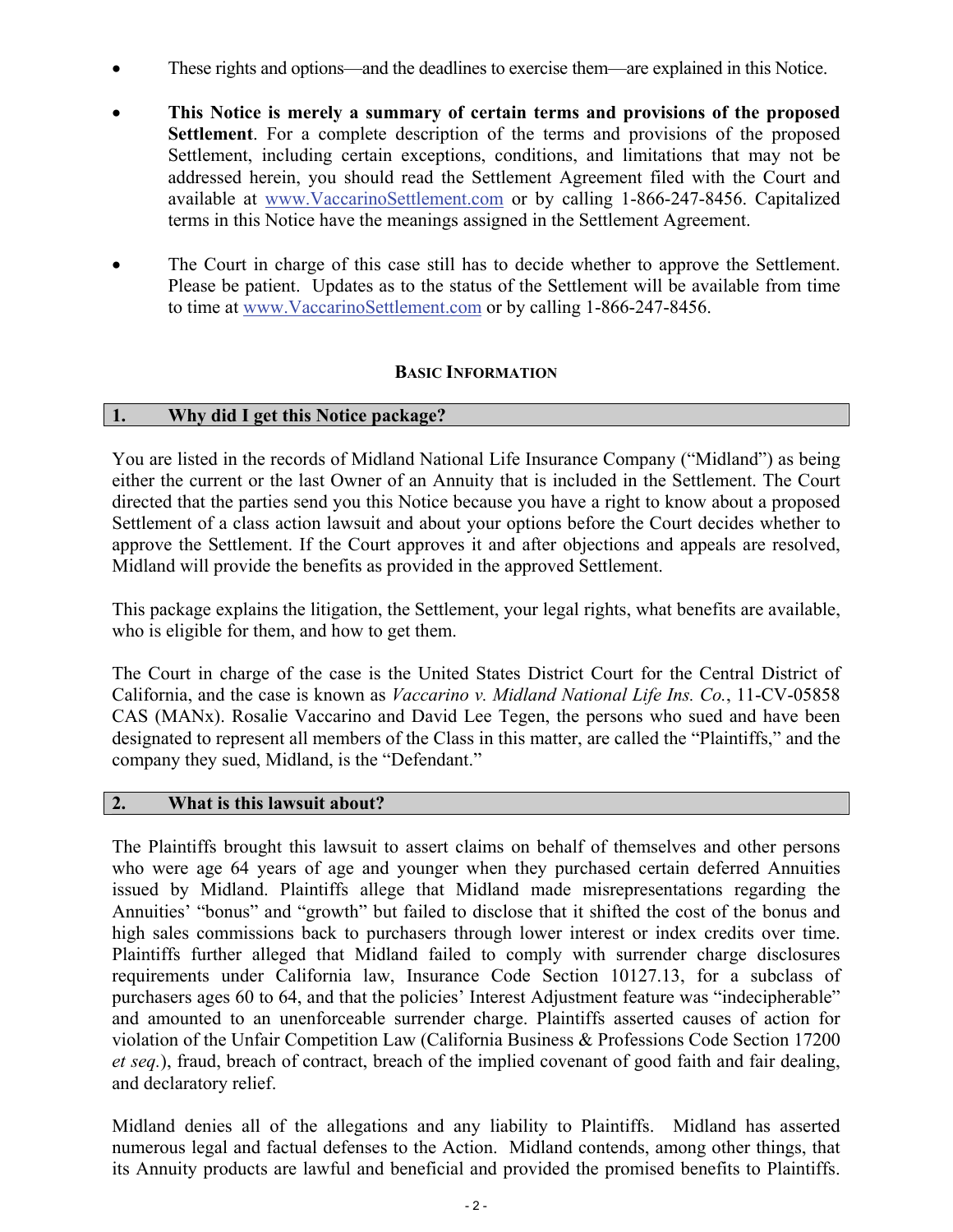- These rights and options—and the deadlines to exercise them—are explained in this Notice.

- **This Notice is merely a summary of certain terms and provisions of the proposed Settlement**. For a complete description of the terms and provisions of the proposed Settlement, including certain exceptions, conditions, and limitations that may not be addressed herein, you should read the Settlement Agreement filed with the Court and available at www.VaccarinoSettlement.com or by calling 1-866-247-8456. Capitalized terms in this Notice have the meanings assigned in the Settlement Agreement.

- The Court in charge of this case still has to decide whether to approve the Settlement. Please be patient. Updates as to the status of the Settlement will be available from time to time at www.VaccarinoSettlement.com or by calling 1-866-247-8456.

## BASIC INFORMATION

### 1. Why did I get this Notice package?

You are listed in the records of Midland National Life Insurance Company ("Midland") as being either the current or the last Owner of an Annuity that is included in the Settlement. The Court directed that the parties send you this Notice because you have a right to know about a proposed Settlement of a class action lawsuit and about your options before the Court decides whether to approve the Settlement. If the Court approves it and after objections and appeals are resolved, Midland will provide the benefits as provided in the approved Settlement.

This package explains the litigation, the Settlement, your legal rights, what benefits are available, who is eligible for them, and how to get them.

The Court in charge of the case is the United States District Court for the Central District of California, and the case is known as *Vaccarino v. Midland National Life Ins. Co.*, 11-CV-05858 CAS (MANx). Rosalie Vaccarino and David Lee Tegen, the persons who sued and have been designated to represent all members of the Class in this matter, are called the "Plaintiffs," and the company they sued, Midland, is the "Defendant."

### 2. What is this lawsuit about?

The Plaintiffs brought this lawsuit to assert claims on behalf of themselves and other persons who were age 64 years of age and younger when they purchased certain deferred Annuities issued by Midland. Plaintiffs allege that Midland made misrepresentations regarding the Annuities' "bonus" and "growth" but failed to disclose that it shifted the cost of the bonus and high sales commissions back to purchasers through lower interest or index credits over time. Plaintiffs further alleged that Midland failed to comply with surrender charge disclosures requirements under California law, Insurance Code Section 10127.13, for a subclass of purchasers ages 60 to 64, and that the policies' Interest Adjustment feature was "indecipherable" and amounted to an unenforceable surrender charge. Plaintiffs asserted causes of action for violation of the Unfair Competition Law (California Business & Professions Code Section 17200 *et seq.*), fraud, breach of contract, breach of the implied covenant of good faith and fair dealing, and declaratory relief.

Midland denies all of the allegations and any liability to Plaintiffs. Midland has asserted numerous legal and factual defenses to the Action. Midland contends, among other things, that its Annuity products are lawful and beneficial and provided the promised benefits to Plaintiffs.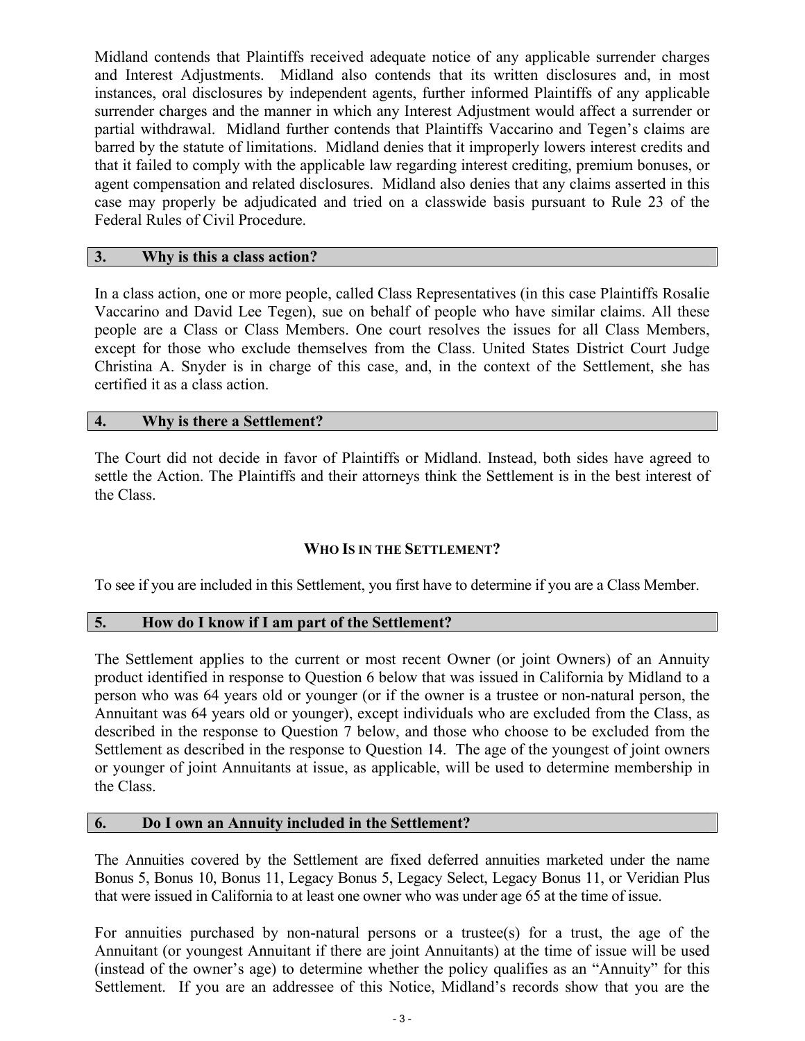Midland contends that Plaintiffs received adequate notice of any applicable surrender charges and Interest Adjustments. Midland also contends that its written disclosures and, in most instances, oral disclosures by independent agents, further informed Plaintiffs of any applicable surrender charges and the manner in which any Interest Adjustment would affect a surrender or partial withdrawal. Midland further contends that Plaintiffs Vaccarino and Tegen's claims are barred by the statute of limitations. Midland denies that it improperly lowers interest credits and that it failed to comply with the applicable law regarding interest crediting, premium bonuses, or agent compensation and related disclosures. Midland also denies that any claims asserted in this case may properly be adjudicated and tried on a classwide basis pursuant to Rule 23 of the Federal Rules of Civil Procedure.

### 3. Why is this a class action?

In a class action, one or more people, called Class Representatives (in this case Plaintiffs Rosalie Vaccarino and David Lee Tegen), sue on behalf of people who have similar claims. All these people are a Class or Class Members. One court resolves the issues for all Class Members, except for those who exclude themselves from the Class. United States District Court Judge Christina A. Snyder is in charge of this case, and, in the context of the Settlement, she has certified it as a class action.

### 4. Why is there a Settlement?

The Court did not decide in favor of Plaintiffs or Midland. Instead, both sides have agreed to settle the Action. The Plaintiffs and their attorneys think the Settlement is in the best interest of the Class.

## WHO IS IN THE SETTLEMENT?

To see if you are included in this Settlement, you first have to determine if you are a Class Member.

### 5. How do I know if I am part of the Settlement?

The Settlement applies to the current or most recent Owner (or joint Owners) of an Annuity product identified in response to Question 6 below that was issued in California by Midland to a person who was 64 years old or younger (or if the owner is a trustee or non-natural person, the Annuitant was 64 years old or younger), except individuals who are excluded from the Class, as described in the response to Question 7 below, and those who choose to be excluded from the Settlement as described in the response to Question 14. The age of the youngest of joint owners or younger of joint Annuitants at issue, as applicable, will be used to determine membership in the Class.

### 6. Do I own an Annuity included in the Settlement?

The Annuities covered by the Settlement are fixed deferred annuities marketed under the name Bonus 5, Bonus 10, Bonus 11, Legacy Bonus 5, Legacy Select, Legacy Bonus 11, or Veridian Plus that were issued in California to at least one owner who was under age 65 at the time of issue.

For annuities purchased by non-natural persons or a trustee(s) for a trust, the age of the Annuitant (or youngest Annuitant if there are joint Annuitants) at the time of issue will be used (instead of the owner's age) to determine whether the policy qualifies as an "Annuity" for this Settlement. If you are an addressee of this Notice, Midland's records show that you are the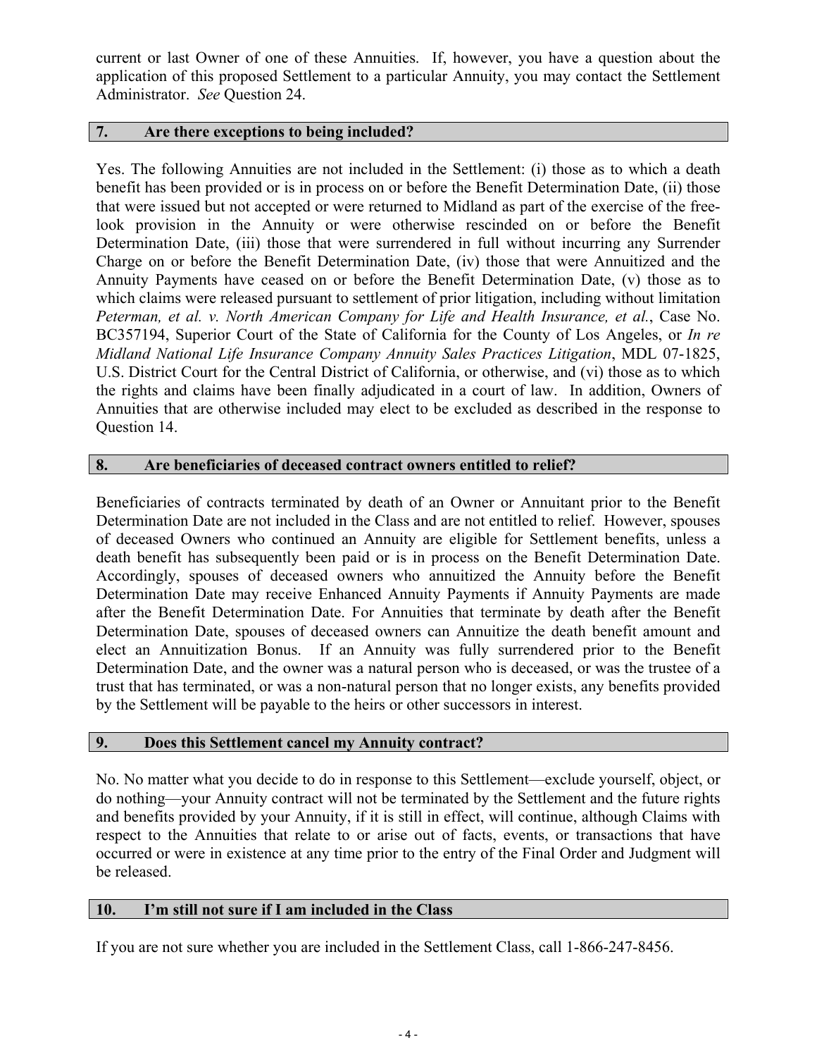current or last Owner of one of these Annuities. If, however, you have a question about the application of this proposed Settlement to a particular Annuity, you may contact the Settlement Administrator. *See* Question 24.

## 7. Are there exceptions to being included?

Yes. The following Annuities are not included in the Settlement: (i) those as to which a death benefit has been provided or is in process on or before the Benefit Determination Date, (ii) those that were issued but not accepted or were returned to Midland as part of the exercise of the free-look provision in the Annuity or were otherwise rescinded on or before the Benefit Determination Date, (iii) those that were surrendered in full without incurring any Surrender Charge on or before the Benefit Determination Date, (iv) those that were Annuitized and the Annuity Payments have ceased on or before the Benefit Determination Date, (v) those as to which claims were released pursuant to settlement of prior litigation, including without limitation *Peterman, et al. v. North American Company for Life and Health Insurance, et al.*, Case No. BC357194, Superior Court of the State of California for the County of Los Angeles, or *In re Midland National Life Insurance Company Annuity Sales Practices Litigation*, MDL 07-1825, U.S. District Court for the Central District of California, or otherwise, and (vi) those as to which the rights and claims have been finally adjudicated in a court of law. In addition, Owners of Annuities that are otherwise included may elect to be excluded as described in the response to Question 14.

## 8. Are beneficiaries of deceased contract owners entitled to relief?

Beneficiaries of contracts terminated by death of an Owner or Annuitant prior to the Benefit Determination Date are not included in the Class and are not entitled to relief. However, spouses of deceased Owners who continued an Annuity are eligible for Settlement benefits, unless a death benefit has subsequently been paid or is in process on the Benefit Determination Date. Accordingly, spouses of deceased owners who annuitized the Annuity before the Benefit Determination Date may receive Enhanced Annuity Payments if Annuity Payments are made after the Benefit Determination Date. For Annuities that terminate by death after the Benefit Determination Date, spouses of deceased owners can Annuitize the death benefit amount and elect an Annuitization Bonus. If an Annuity was fully surrendered prior to the Benefit Determination Date, and the owner was a natural person who is deceased, or was the trustee of a trust that has terminated, or was a non-natural person that no longer exists, any benefits provided by the Settlement will be payable to the heirs or other successors in interest.

## 9. Does this Settlement cancel my Annuity contract?

No. No matter what you decide to do in response to this Settlement—exclude yourself, object, or do nothing—your Annuity contract will not be terminated by the Settlement and the future rights and benefits provided by your Annuity, if it is still in effect, will continue, although Claims with respect to the Annuities that relate to or arise out of facts, events, or transactions that have occurred or were in existence at any time prior to the entry of the Final Order and Judgment will be released.

## 10. I'm still not sure if I am included in the Class

If you are not sure whether you are included in the Settlement Class, call 1-866-247-8456.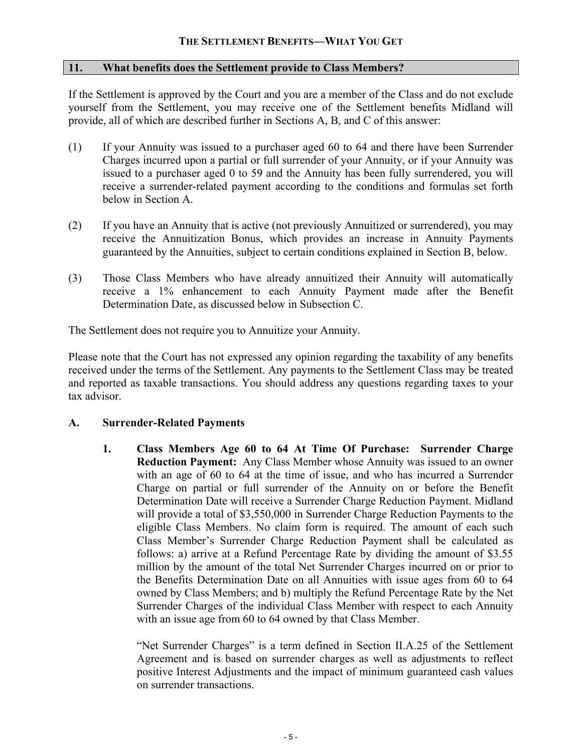## The Settlement Benefits—What You Get

### 11. What benefits does the Settlement provide to Class Members?

If the Settlement is approved by the Court and you are a member of the Class and do not exclude yourself from the Settlement, you may receive one of the Settlement benefits Midland will provide, all of which are described further in Sections A, B, and C of this answer:

(1) If your Annuity was issued to a purchaser aged 60 to 64 and there have been Surrender Charges incurred upon a partial or full surrender of your Annuity, or if your Annuity was issued to a purchaser aged 0 to 59 and the Annuity has been fully surrendered, you will receive a surrender-related payment according to the conditions and formulas set forth below in Section A.

(2) If you have an Annuity that is active (not previously Annuitized or surrendered), you may receive the Annuitization Bonus, which provides an increase in Annuity Payments guaranteed by the Annuities, subject to certain conditions explained in Section B, below.

(3) Those Class Members who have already annuitized their Annuity will automatically receive a 1% enhancement to each Annuity Payment made after the Benefit Determination Date, as discussed below in Subsection C.

The Settlement does not require you to Annuitize your Annuity.

Please note that the Court has not expressed any opinion regarding the taxability of any benefits received under the terms of the Settlement. Any payments to the Settlement Class may be treated and reported as taxable transactions. You should address any questions regarding taxes to your tax advisor.

**A. Surrender-Related Payments**

**1. Class Members Age 60 to 64 At Time Of Purchase: Surrender Charge Reduction Payment:** Any Class Member whose Annuity was issued to an owner with an age of 60 to 64 at the time of issue, and who has incurred a Surrender Charge on partial or full surrender of the Annuity on or before the Benefit Determination Date will receive a Surrender Charge Reduction Payment. Midland will provide a total of $3,550,000 in Surrender Charge Reduction Payments to the eligible Class Members. No claim form is required. The amount of each such Class Member's Surrender Charge Reduction Payment shall be calculated as follows: a) arrive at a Refund Percentage Rate by dividing the amount of $3.55 million by the amount of the total Net Surrender Charges incurred on or prior to the Benefits Determination Date on all Annuities with issue ages from 60 to 64 owned by Class Members; and b) multiply the Refund Percentage Rate by the Net Surrender Charges of the individual Class Member with respect to each Annuity with an issue age from 60 to 64 owned by that Class Member.

"Net Surrender Charges" is a term defined in Section II.A.25 of the Settlement Agreement and is based on surrender charges as well as adjustments to reflect positive Interest Adjustments and the impact of minimum guaranteed cash values on surrender transactions.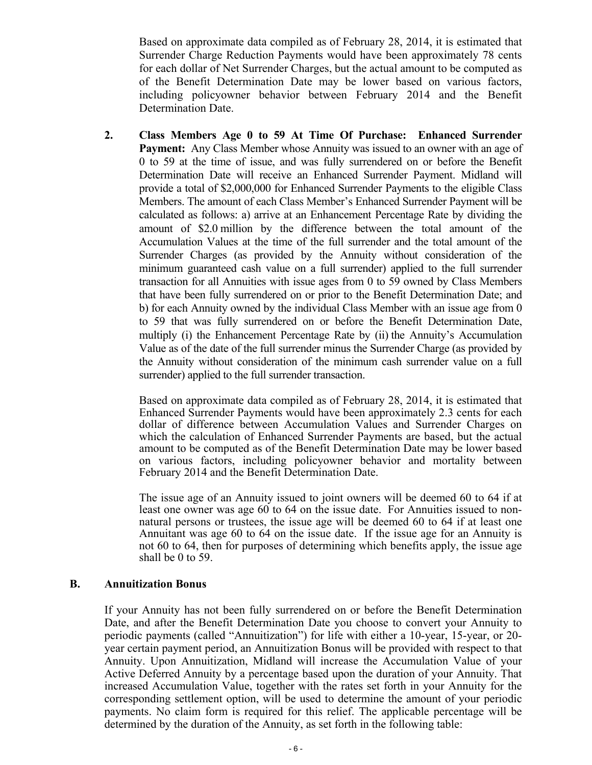Based on approximate data compiled as of February 28, 2014, it is estimated that Surrender Charge Reduction Payments would have been approximately 78 cents for each dollar of Net Surrender Charges, but the actual amount to be computed as of the Benefit Determination Date may be lower based on various factors, including policyowner behavior between February 2014 and the Benefit Determination Date.

2. **Class Members Age 0 to 59 At Time Of Purchase: Enhanced Surrender Payment:** Any Class Member whose Annuity was issued to an owner with an age of 0 to 59 at the time of issue, and was fully surrendered on or before the Benefit Determination Date will receive an Enhanced Surrender Payment. Midland will provide a total of $2,000,000 for Enhanced Surrender Payments to the eligible Class Members. The amount of each Class Member's Enhanced Surrender Payment will be calculated as follows: a) arrive at an Enhancement Percentage Rate by dividing the amount of $2.0 million by the difference between the total amount of the Accumulation Values at the time of the full surrender and the total amount of the Surrender Charges (as provided by the Annuity without consideration of the minimum guaranteed cash value on a full surrender) applied to the full surrender transaction for all Annuities with issue ages from 0 to 59 owned by Class Members that have been fully surrendered on or prior to the Benefit Determination Date; and b) for each Annuity owned by the individual Class Member with an issue age from 0 to 59 that was fully surrendered on or before the Benefit Determination Date, multiply (i) the Enhancement Percentage Rate by (ii) the Annuity's Accumulation Value as of the date of the full surrender minus the Surrender Charge (as provided by the Annuity without consideration of the minimum cash surrender value on a full surrender) applied to the full surrender transaction.

   Based on approximate data compiled as of February 28, 2014, it is estimated that Enhanced Surrender Payments would have been approximately 2.3 cents for each dollar of difference between Accumulation Values and Surrender Charges on which the calculation of Enhanced Surrender Payments are based, but the actual amount to be computed as of the Benefit Determination Date may be lower based on various factors, including policyowner behavior and mortality between February 2014 and the Benefit Determination Date.

   The issue age of an Annuity issued to joint owners will be deemed 60 to 64 if at least one owner was age 60 to 64 on the issue date. For Annuities issued to non-natural persons or trustees, the issue age will be deemed 60 to 64 if at least one Annuitant was age 60 to 64 on the issue date. If the issue age for an Annuity is not 60 to 64, then for purposes of determining which benefits apply, the issue age shall be 0 to 59.

## B. Annuitization Bonus

If your Annuity has not been fully surrendered on or before the Benefit Determination Date, and after the Benefit Determination Date you choose to convert your Annuity to periodic payments (called "Annuitization") for life with either a 10-year, 15-year, or 20-year certain payment period, an Annuitization Bonus will be provided with respect to that Annuity. Upon Annuitization, Midland will increase the Accumulation Value of your Active Deferred Annuity by a percentage based upon the duration of your Annuity. That increased Accumulation Value, together with the rates set forth in your Annuity for the corresponding settlement option, will be used to determine the amount of your periodic payments. No claim form is required for this relief. The applicable percentage will be determined by the duration of the Annuity, as set forth in the following table: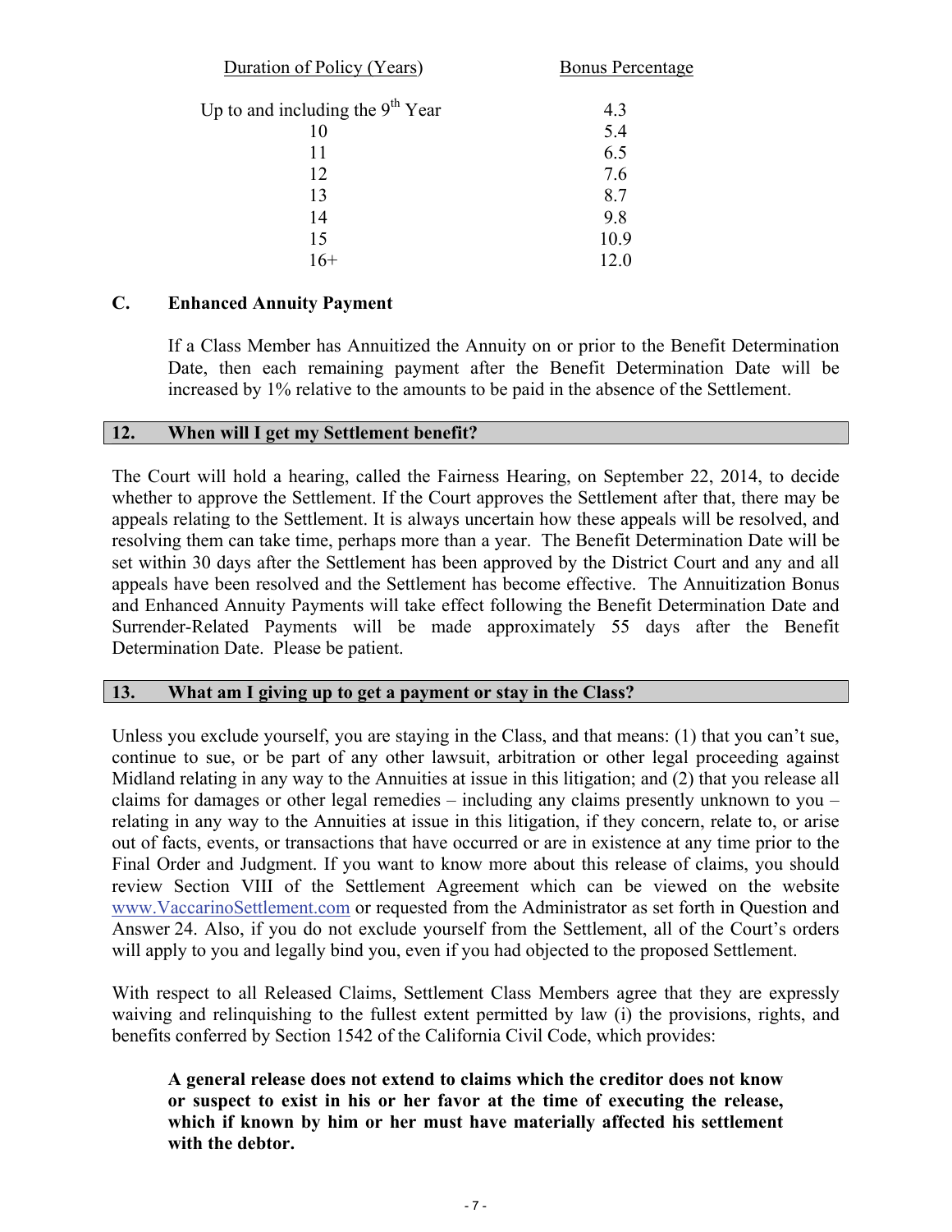| Duration of Policy (Years) | Bonus Percentage |
|---|---|
| Up to and including the 9th Year | 4.3 |
| 10 | 5.4 |
| 11 | 6.5 |
| 12 | 7.6 |
| 13 | 8.7 |
| 14 | 9.8 |
| 15 | 10.9 |
| 16+ | 12.0 |

### C. Enhanced Annuity Payment

If a Class Member has Annuitized the Annuity on or prior to the Benefit Determination Date, then each remaining payment after the Benefit Determination Date will be increased by 1% relative to the amounts to be paid in the absence of the Settlement.

## 12. When will I get my Settlement benefit?

The Court will hold a hearing, called the Fairness Hearing, on September 22, 2014, to decide whether to approve the Settlement. If the Court approves the Settlement after that, there may be appeals relating to the Settlement. It is always uncertain how these appeals will be resolved, and resolving them can take time, perhaps more than a year. The Benefit Determination Date will be set within 30 days after the Settlement has been approved by the District Court and any and all appeals have been resolved and the Settlement has become effective. The Annuitization Bonus and Enhanced Annuity Payments will take effect following the Benefit Determination Date and Surrender-Related Payments will be made approximately 55 days after the Benefit Determination Date. Please be patient.

## 13. What am I giving up to get a payment or stay in the Class?

Unless you exclude yourself, you are staying in the Class, and that means: (1) that you can't sue, continue to sue, or be part of any other lawsuit, arbitration or other legal proceeding against Midland relating in any way to the Annuities at issue in this litigation; and (2) that you release all claims for damages or other legal remedies – including any claims presently unknown to you – relating in any way to the Annuities at issue in this litigation, if they concern, relate to, or arise out of facts, events, or transactions that have occurred or are in existence at any time prior to the Final Order and Judgment. If you want to know more about this release of claims, you should review Section VIII of the Settlement Agreement which can be viewed on the website www.VaccarinoSettlement.com or requested from the Administrator as set forth in Question and Answer 24. Also, if you do not exclude yourself from the Settlement, all of the Court's orders will apply to you and legally bind you, even if you had objected to the proposed Settlement.

With respect to all Released Claims, Settlement Class Members agree that they are expressly waiving and relinquishing to the fullest extent permitted by law (i) the provisions, rights, and benefits conferred by Section 1542 of the California Civil Code, which provides:

> **A general release does not extend to claims which the creditor does not know or suspect to exist in his or her favor at the time of executing the release, which if known by him or her must have materially affected his settlement with the debtor.**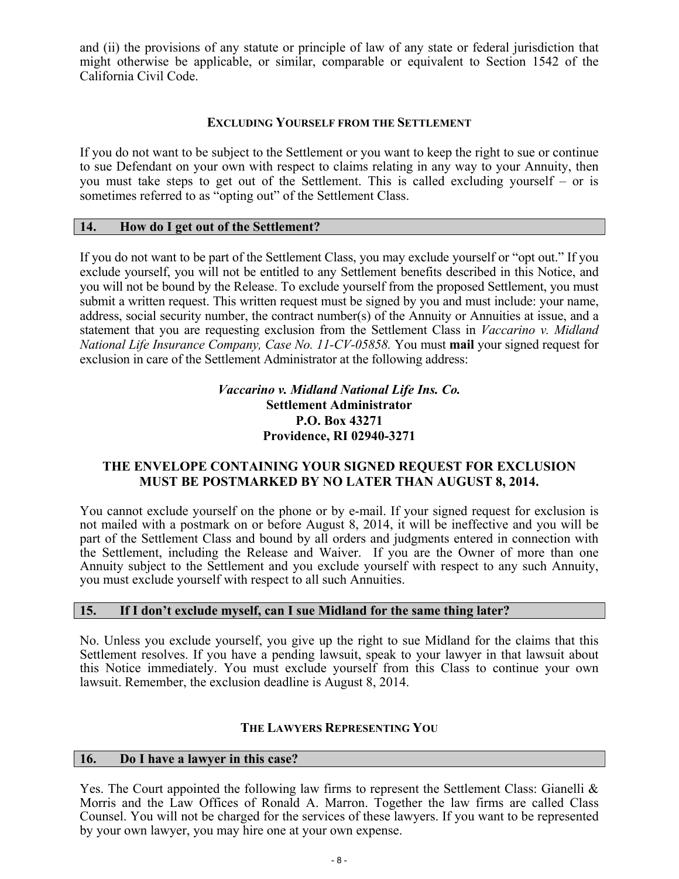and (ii) the provisions of any statute or principle of law of any state or federal jurisdiction that might otherwise be applicable, or similar, comparable or equivalent to Section 1542 of the California Civil Code.

## EXCLUDING YOURSELF FROM THE SETTLEMENT

If you do not want to be subject to the Settlement or you want to keep the right to sue or continue to sue Defendant on your own with respect to claims relating in any way to your Annuity, then you must take steps to get out of the Settlement. This is called excluding yourself – or is sometimes referred to as "opting out" of the Settlement Class.

### 14. How do I get out of the Settlement?

If you do not want to be part of the Settlement Class, you may exclude yourself or "opt out." If you exclude yourself, you will not be entitled to any Settlement benefits described in this Notice, and you will not be bound by the Release. To exclude yourself from the proposed Settlement, you must submit a written request. This written request must be signed by you and must include: your name, address, social security number, the contract number(s) of the Annuity or Annuities at issue, and a statement that you are requesting exclusion from the Settlement Class in *Vaccarino v. Midland National Life Insurance Company, Case No. 11-CV-05858.* You must **mail** your signed request for exclusion in care of the Settlement Administrator at the following address:

***Vaccarino v. Midland National Life Ins. Co.***
**Settlement Administrator**
**P.O. Box 43271**
**Providence, RI 02940-3271**

**THE ENVELOPE CONTAINING YOUR SIGNED REQUEST FOR EXCLUSION MUST BE POSTMARKED BY NO LATER THAN AUGUST 8, 2014.**

You cannot exclude yourself on the phone or by e-mail. If your signed request for exclusion is not mailed with a postmark on or before August 8, 2014, it will be ineffective and you will be part of the Settlement Class and bound by all orders and judgments entered in connection with the Settlement, including the Release and Waiver. If you are the Owner of more than one Annuity subject to the Settlement and you exclude yourself with respect to any such Annuity, you must exclude yourself with respect to all such Annuities.

### 15. If I don't exclude myself, can I sue Midland for the same thing later?

No. Unless you exclude yourself, you give up the right to sue Midland for the claims that this Settlement resolves. If you have a pending lawsuit, speak to your lawyer in that lawsuit about this Notice immediately. You must exclude yourself from this Class to continue your own lawsuit. Remember, the exclusion deadline is August 8, 2014.

## THE LAWYERS REPRESENTING YOU

### 16. Do I have a lawyer in this case?

Yes. The Court appointed the following law firms to represent the Settlement Class: Gianelli & Morris and the Law Offices of Ronald A. Marron. Together the law firms are called Class Counsel. You will not be charged for the services of these lawyers. If you want to be represented by your own lawyer, you may hire one at your own expense.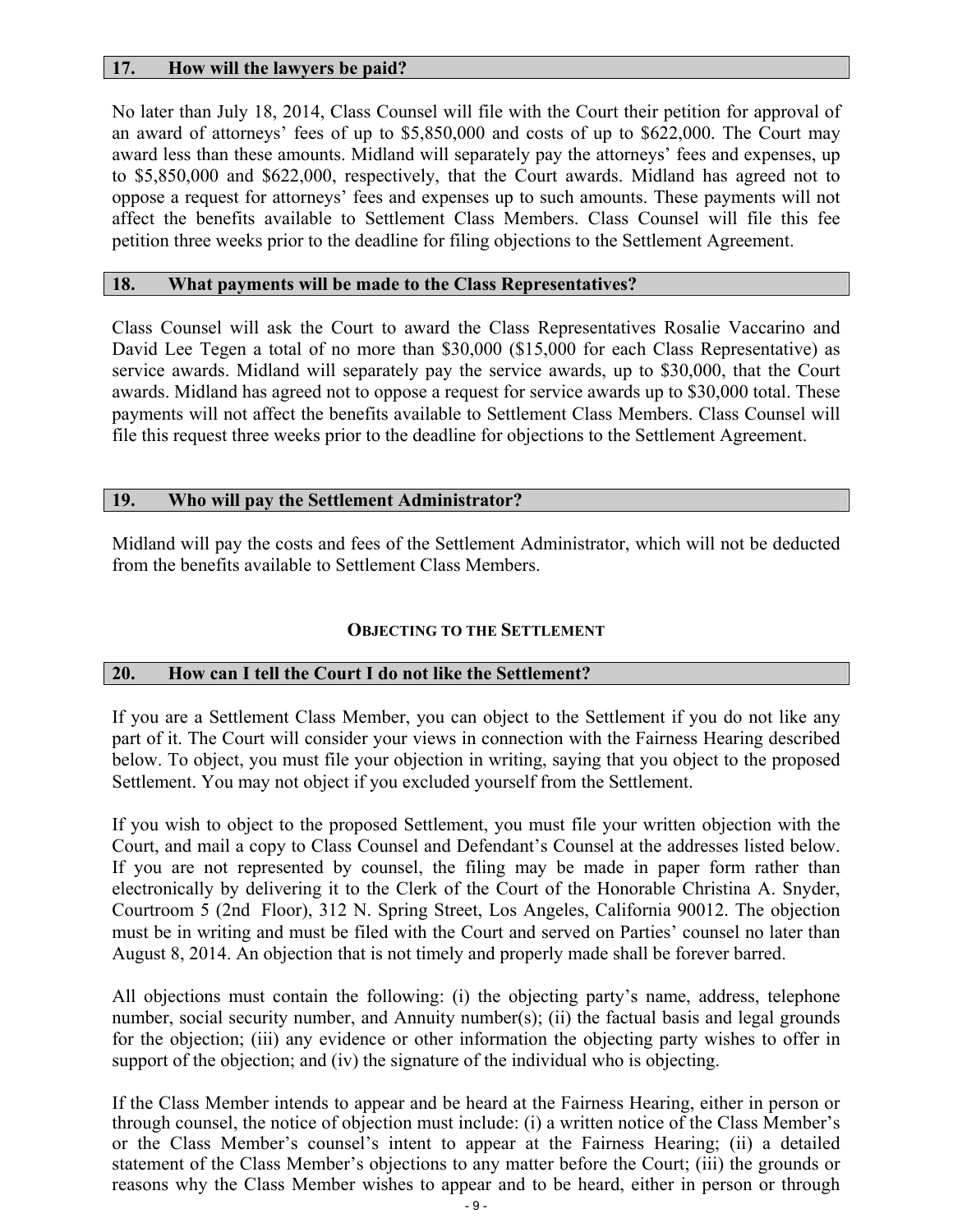## 17. How will the lawyers be paid?

No later than July 18, 2014, Class Counsel will file with the Court their petition for approval of an award of attorneys' fees of up to $5,850,000 and costs of up to $622,000. The Court may award less than these amounts. Midland will separately pay the attorneys' fees and expenses, up to $5,850,000 and $622,000, respectively, that the Court awards. Midland has agreed not to oppose a request for attorneys' fees and expenses up to such amounts. These payments will not affect the benefits available to Settlement Class Members. Class Counsel will file this fee petition three weeks prior to the deadline for filing objections to the Settlement Agreement.

## 18. What payments will be made to the Class Representatives?

Class Counsel will ask the Court to award the Class Representatives Rosalie Vaccarino and David Lee Tegen a total of no more than $30,000 ($15,000 for each Class Representative) as service awards. Midland will separately pay the service awards, up to $30,000, that the Court awards. Midland has agreed not to oppose a request for service awards up to $30,000 total. These payments will not affect the benefits available to Settlement Class Members. Class Counsel will file this request three weeks prior to the deadline for objections to the Settlement Agreement.

## 19. Who will pay the Settlement Administrator?

Midland will pay the costs and fees of the Settlement Administrator, which will not be deducted from the benefits available to Settlement Class Members.

# OBJECTING TO THE SETTLEMENT

## 20. How can I tell the Court I do not like the Settlement?

If you are a Settlement Class Member, you can object to the Settlement if you do not like any part of it. The Court will consider your views in connection with the Fairness Hearing described below. To object, you must file your objection in writing, saying that you object to the proposed Settlement. You may not object if you excluded yourself from the Settlement.

If you wish to object to the proposed Settlement, you must file your written objection with the Court, and mail a copy to Class Counsel and Defendant's Counsel at the addresses listed below. If you are not represented by counsel, the filing may be made in paper form rather than electronically by delivering it to the Clerk of the Court of the Honorable Christina A. Snyder, Courtroom 5 (2nd Floor), 312 N. Spring Street, Los Angeles, California 90012. The objection must be in writing and must be filed with the Court and served on Parties' counsel no later than August 8, 2014. An objection that is not timely and properly made shall be forever barred.

All objections must contain the following: (i) the objecting party's name, address, telephone number, social security number, and Annuity number(s); (ii) the factual basis and legal grounds for the objection; (iii) any evidence or other information the objecting party wishes to offer in support of the objection; and (iv) the signature of the individual who is objecting.

If the Class Member intends to appear and be heard at the Fairness Hearing, either in person or through counsel, the notice of objection must include: (i) a written notice of the Class Member's or the Class Member's counsel's intent to appear at the Fairness Hearing; (ii) a detailed statement of the Class Member's objections to any matter before the Court; (iii) the grounds or reasons why the Class Member wishes to appear and to be heard, either in person or through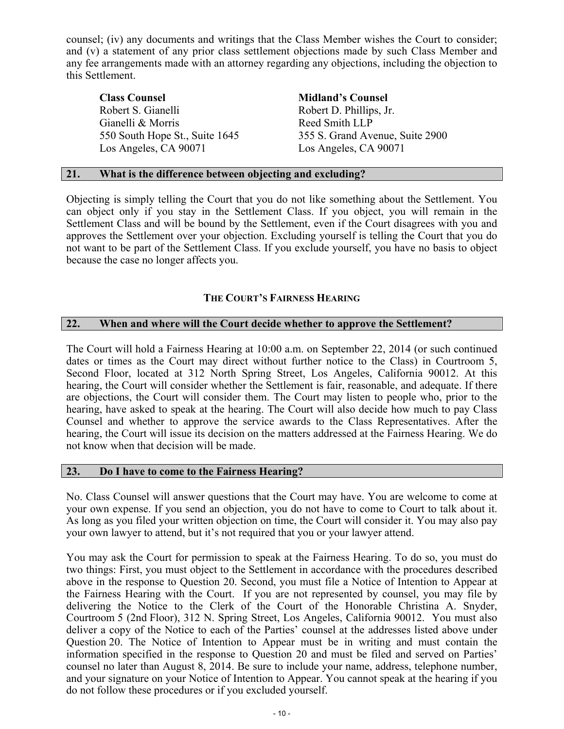counsel; (iv) any documents and writings that the Class Member wishes the Court to consider; and (v) a statement of any prior class settlement objections made by such Class Member and any fee arrangements made with an attorney regarding any objections, including the objection to this Settlement.

| **Class Counsel** | **Midland's Counsel** |
| --- | --- |
| Robert S. Gianelli | Robert D. Phillips, Jr. |
| Gianelli & Morris | Reed Smith LLP |
| 550 South Hope St., Suite 1645 | 355 S. Grand Avenue, Suite 2900 |
| Los Angeles, CA 90071 | Los Angeles, CA 90071 |

### 21. What is the difference between objecting and excluding?

Objecting is simply telling the Court that you do not like something about the Settlement. You can object only if you stay in the Settlement Class. If you object, you will remain in the Settlement Class and will be bound by the Settlement, even if the Court disagrees with you and approves the Settlement over your objection. Excluding yourself is telling the Court that you do not want to be part of the Settlement Class. If you exclude yourself, you have no basis to object because the case no longer affects you.

## THE COURT'S FAIRNESS HEARING

### 22. When and where will the Court decide whether to approve the Settlement?

The Court will hold a Fairness Hearing at 10:00 a.m. on September 22, 2014 (or such continued dates or times as the Court may direct without further notice to the Class) in Courtroom 5, Second Floor, located at 312 North Spring Street, Los Angeles, California 90012. At this hearing, the Court will consider whether the Settlement is fair, reasonable, and adequate. If there are objections, the Court will consider them. The Court may listen to people who, prior to the hearing, have asked to speak at the hearing. The Court will also decide how much to pay Class Counsel and whether to approve the service awards to the Class Representatives. After the hearing, the Court will issue its decision on the matters addressed at the Fairness Hearing. We do not know when that decision will be made.

### 23. Do I have to come to the Fairness Hearing?

No. Class Counsel will answer questions that the Court may have. You are welcome to come at your own expense. If you send an objection, you do not have to come to Court to talk about it. As long as you filed your written objection on time, the Court will consider it. You may also pay your own lawyer to attend, but it's not required that you or your lawyer attend.

You may ask the Court for permission to speak at the Fairness Hearing. To do so, you must do two things: First, you must object to the Settlement in accordance with the procedures described above in the response to Question 20. Second, you must file a Notice of Intention to Appear at the Fairness Hearing with the Court. If you are not represented by counsel, you may file by delivering the Notice to the Clerk of the Court of the Honorable Christina A. Snyder, Courtroom 5 (2nd Floor), 312 N. Spring Street, Los Angeles, California 90012. You must also deliver a copy of the Notice to each of the Parties' counsel at the addresses listed above under Question 20. The Notice of Intention to Appear must be in writing and must contain the information specified in the response to Question 20 and must be filed and served on Parties' counsel no later than August 8, 2014. Be sure to include your name, address, telephone number, and your signature on your Notice of Intention to Appear. You cannot speak at the hearing if you do not follow these procedures or if you excluded yourself.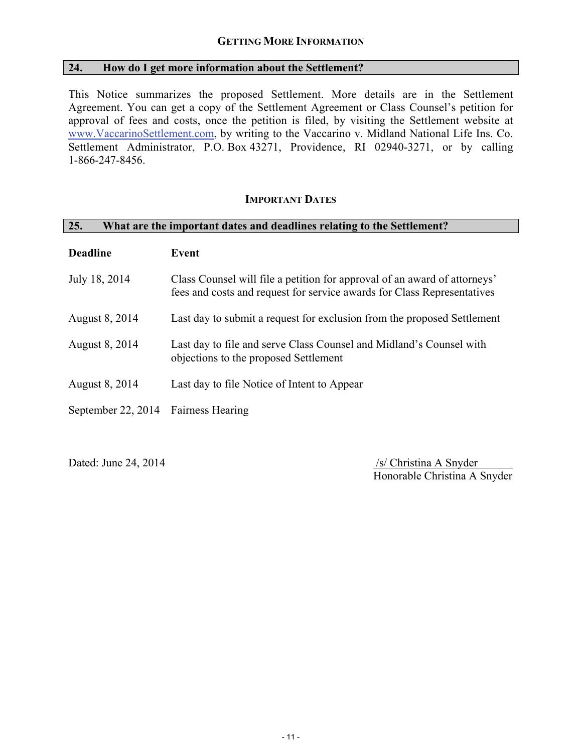## GETTING MORE INFORMATION

### 24. How do I get more information about the Settlement?

This Notice summarizes the proposed Settlement. More details are in the Settlement Agreement. You can get a copy of the Settlement Agreement or Class Counsel's petition for approval of fees and costs, once the petition is filed, by visiting the Settlement website at www.VaccarinoSettlement.com, by writing to the Vaccarino v. Midland National Life Ins. Co. Settlement Administrator, P.O. Box 43271, Providence, RI 02940-3271, or by calling 1-866-247-8456.

## IMPORTANT DATES

### 25. What are the important dates and deadlines relating to the Settlement?

| Deadline | Event |
| --- | --- |
| July 18, 2014 | Class Counsel will file a petition for approval of an award of attorneys' fees and costs and request for service awards for Class Representatives |
| August 8, 2014 | Last day to submit a request for exclusion from the proposed Settlement |
| August 8, 2014 | Last day to file and serve Class Counsel and Midland's Counsel with objections to the proposed Settlement |
| August 8, 2014 | Last day to file Notice of Intent to Appear |
| September 22, 2014 | Fairness Hearing |

Dated: June 24, 2014

/s/ Christina A Snyder
Honorable Christina A Snyder